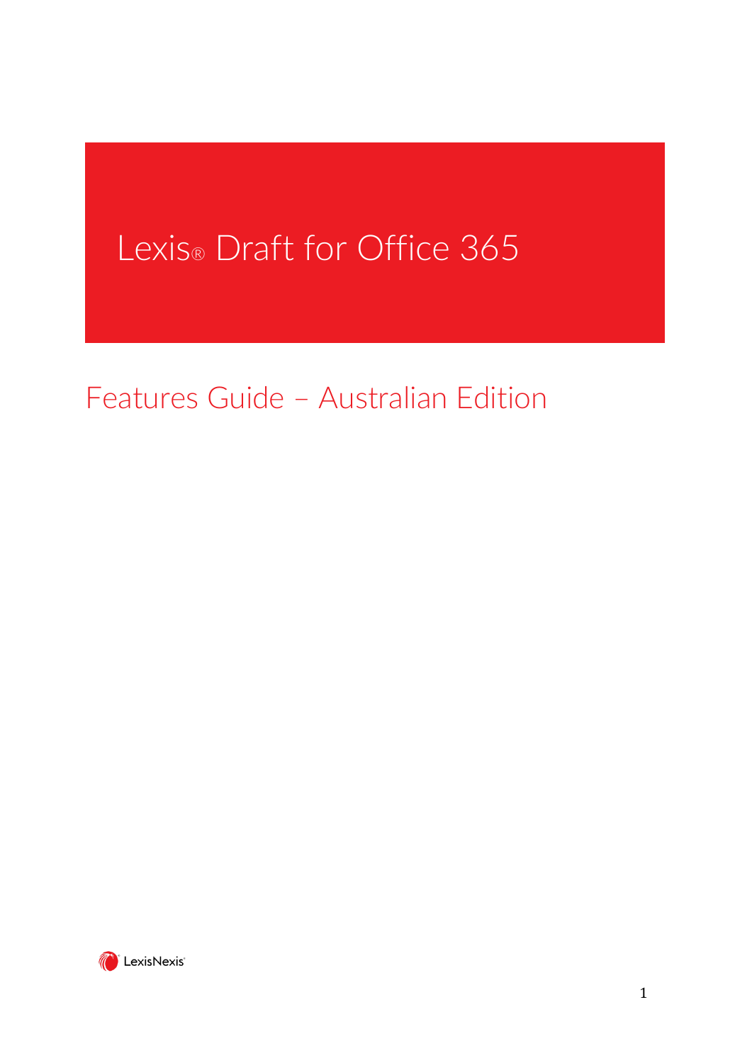# Lexis® Draft for Office 365

## Features Guide – Australian Edition

LexisNexis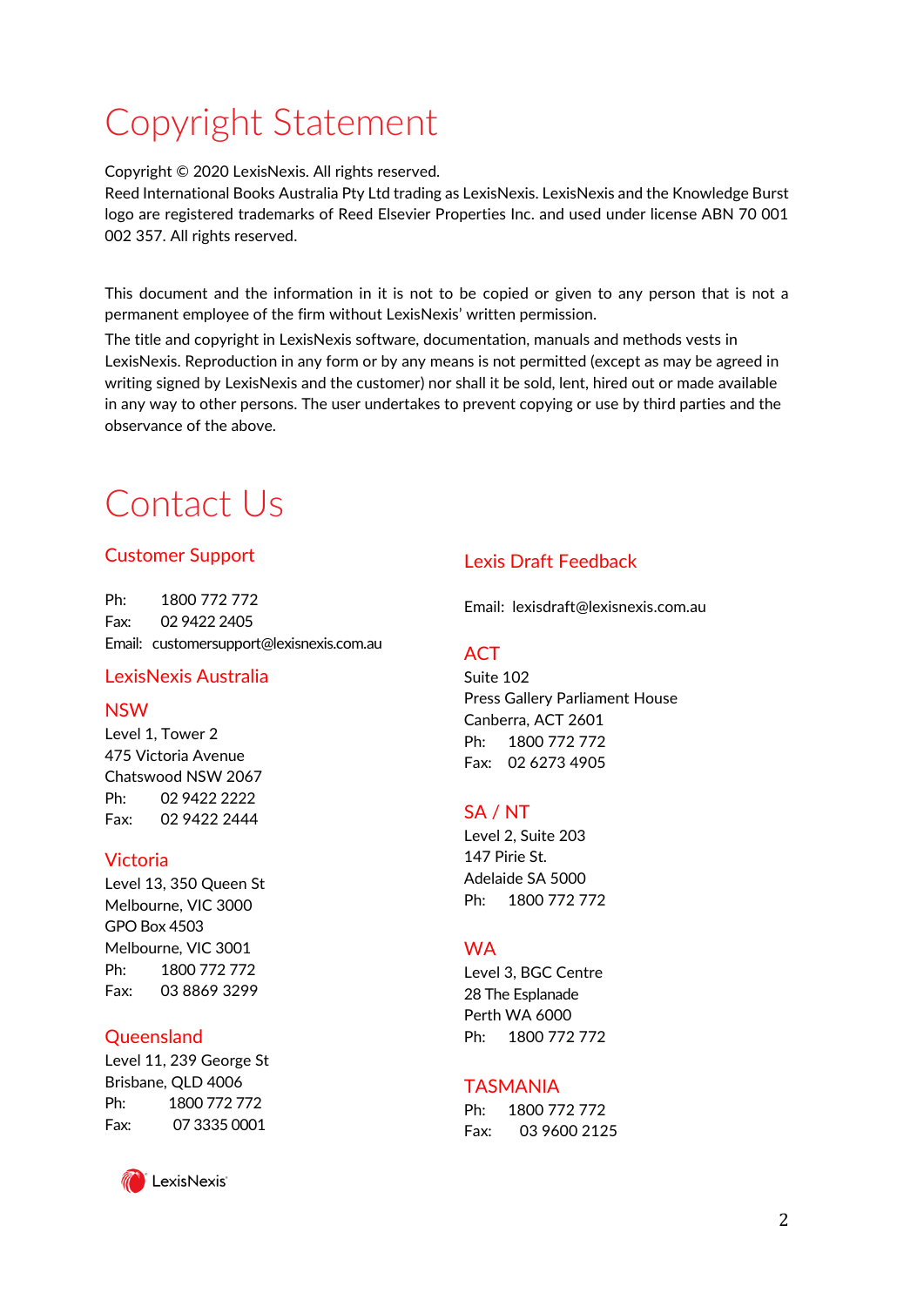# Copyright Statement

Copyright © 2020 LexisNexis. All rights reserved.
Reed International Books Australia Pty Ltd trading as LexisNexis. LexisNexis and the Knowledge Burst logo are registered trademarks of Reed Elsevier Properties Inc. and used under license ABN 70 001 002 357. All rights reserved.

This document and the information in it is not to be copied or given to any person that is not a permanent employee of the firm without LexisNexis' written permission.

The title and copyright in LexisNexis software, documentation, manuals and methods vests in LexisNexis. Reproduction in any form or by any means is not permitted (except as may be agreed in writing signed by LexisNexis and the customer) nor shall it be sold, lent, hired out or made available in any way to other persons. The user undertakes to prevent copying or use by third parties and the observance of the above.

# Contact Us

## Customer Support

Ph: 1800 772 772
Fax: 02 9422 2405
Email: customersupport@lexisnexis.com.au

## LexisNexis Australia

### NSW

Level 1, Tower 2
475 Victoria Avenue
Chatswood NSW 2067
Ph: 02 9422 2222
Fax: 02 9422 2444

### Victoria

Level 13, 350 Queen St
Melbourne, VIC 3000
GPO Box 4503
Melbourne, VIC 3001
Ph: 1800 772 772
Fax: 03 8869 3299

### Queensland

Level 11, 239 George St
Brisbane, QLD 4006
Ph: 1800 772 772
Fax: 07 3335 0001

## Lexis Draft Feedback

Email: lexisdraft@lexisnexis.com.au

### ACT

Suite 102
Press Gallery Parliament House
Canberra, ACT 2601
Ph: 1800 772 772
Fax: 02 6273 4905

### SA / NT

Level 2, Suite 203
147 Pirie St.
Adelaide SA 5000
Ph: 1800 772 772

### WA

Level 3, BGC Centre
28 The Esplanade
Perth WA 6000
Ph: 1800 772 772

### TASMANIA

Ph: 1800 772 772
Fax: 03 9600 2125

LexisNexis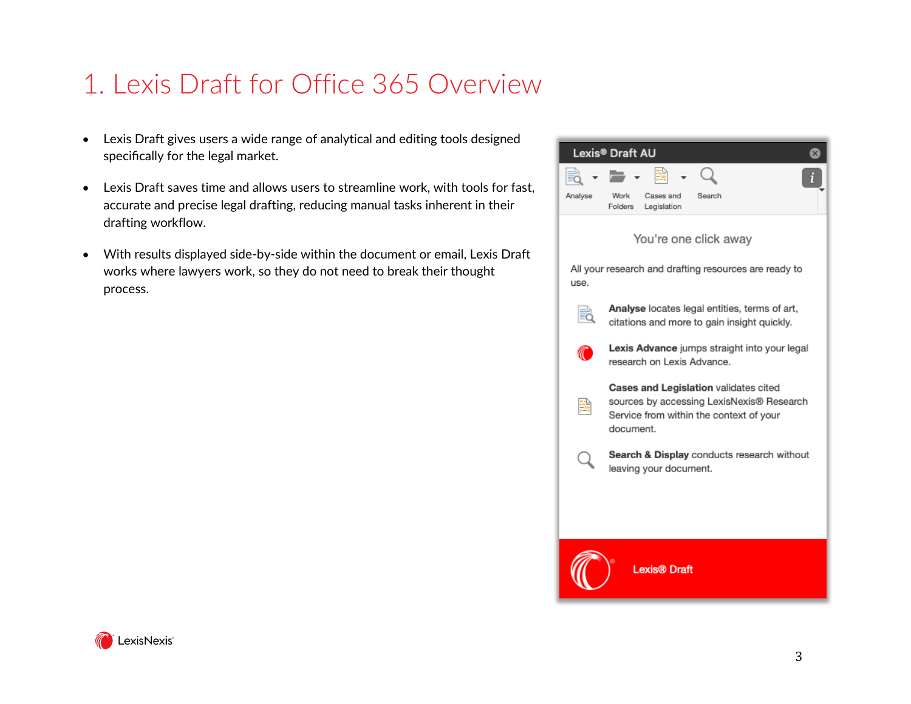# 1. Lexis Draft for Office 365 Overview

- Lexis Draft gives users a wide range of analytical and editing tools designed specifically for the legal market.
- Lexis Draft saves time and allows users to streamline work, with tools for fast, accurate and precise legal drafting, reducing manual tasks inherent in their drafting workflow.
- With results displayed side-by-side within the document or email, Lexis Draft works where lawyers work, so they do not need to break their thought process.

Lexis® Draft AU

Analyse | Work Folders | Cases and Legislation | Search

You're one click away

All your research and drafting resources are ready to use.

**Analyse** locates legal entities, terms of art, citations and more to gain insight quickly.

**Lexis Advance** jumps straight into your legal research on Lexis Advance.

**Cases and Legislation** validates cited sources by accessing LexisNexis® Research Service from within the context of your document.

**Search & Display** conducts research without leaving your document.

Lexis® Draft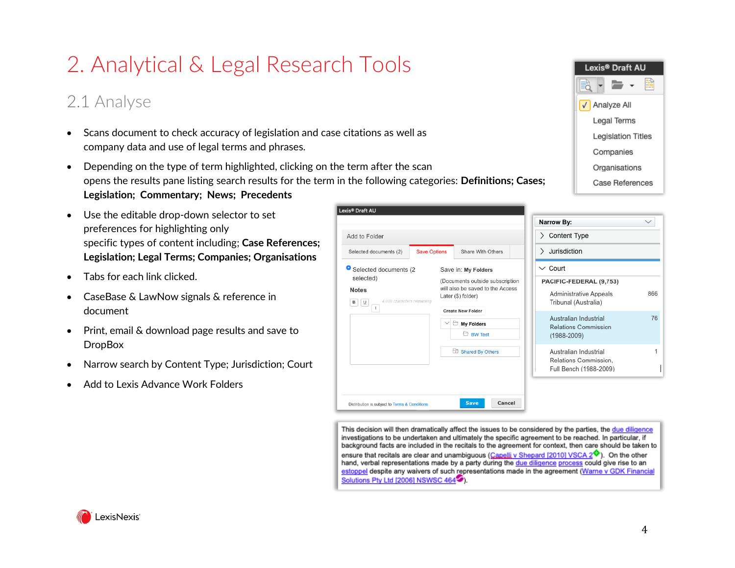# 2. Analytical & Legal Research Tools

## 2.1 Analyse

- Scans document to check accuracy of legislation and case citations as well as company data and use of legal terms and phrases.
- Depending on the type of term highlighted, clicking on the term after the scan opens the results pane listing search results for the term in the following categories: **Definitions; Cases; Legislation; Commentary; News; Precedents**
- Use the editable drop-down selector to set preferences for highlighting only specific types of content including; **Case References; Legislation; Legal Terms; Companies; Organisations**
- Tabs for each link clicked.
- CaseBase & LawNow signals & reference in document
- Print, email & download page results and save to DropBox
- Narrow search by Content Type; Jurisdiction; Court
- Add to Lexis Advance Work Folders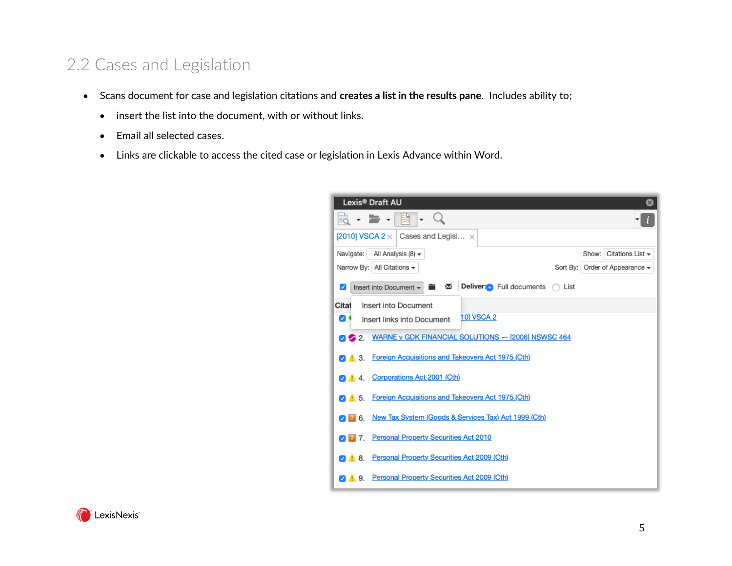## 2.2 Cases and Legislation

- Scans document for case and legislation citations and **creates a list in the results pane**. Includes ability to;
  - insert the list into the document, with or without links.
  - Email all selected cases.
  - Links are clickable to access the cited case or legislation in Lexis Advance within Word.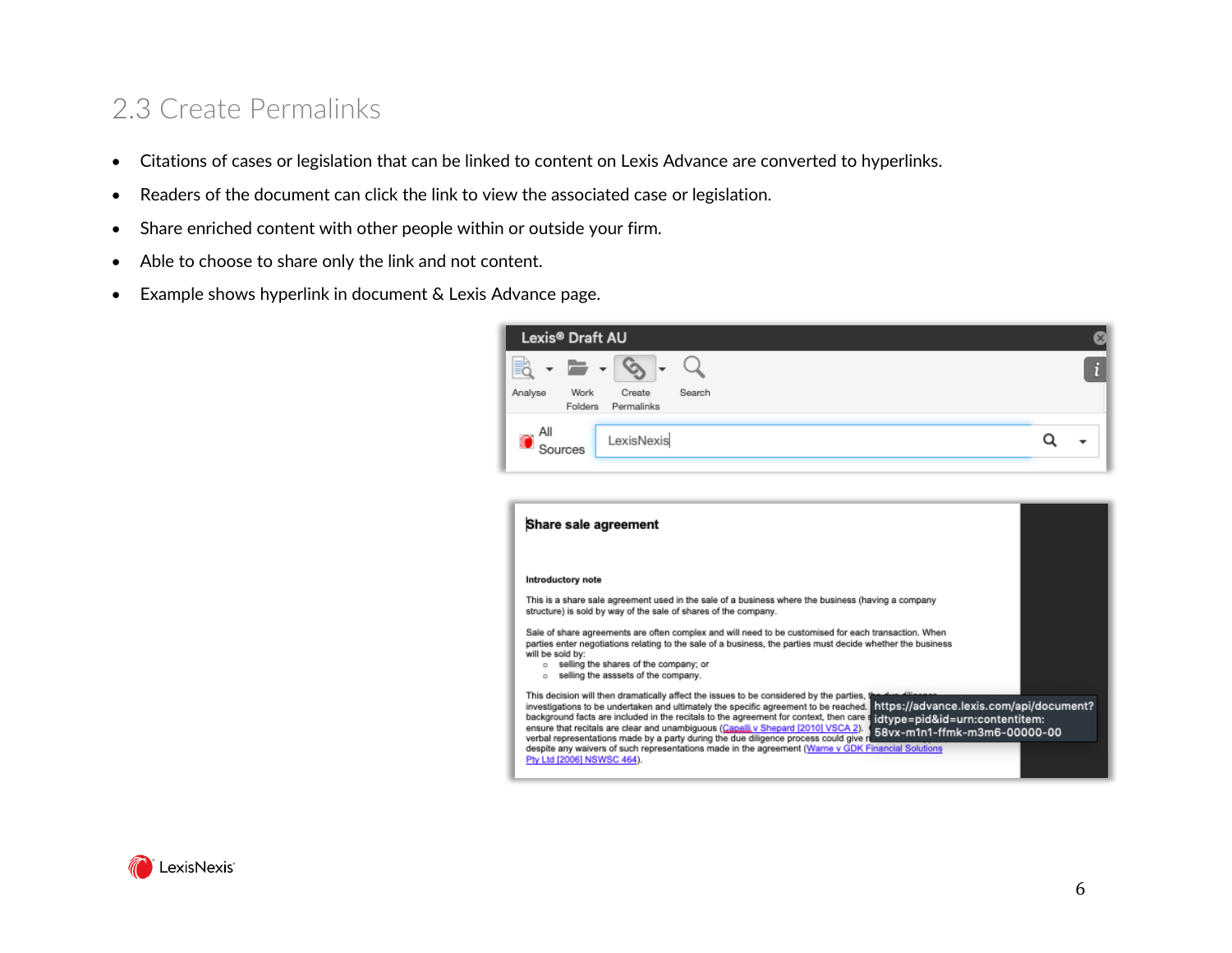## 2.3 Create Permalinks

- Citations of cases or legislation that can be linked to content on Lexis Advance are converted to hyperlinks.
- Readers of the document can click the link to view the associated case or legislation.
- Share enriched content with other people within or outside your firm.
- Able to choose to share only the link and not content.
- Example shows hyperlink in document & Lexis Advance page.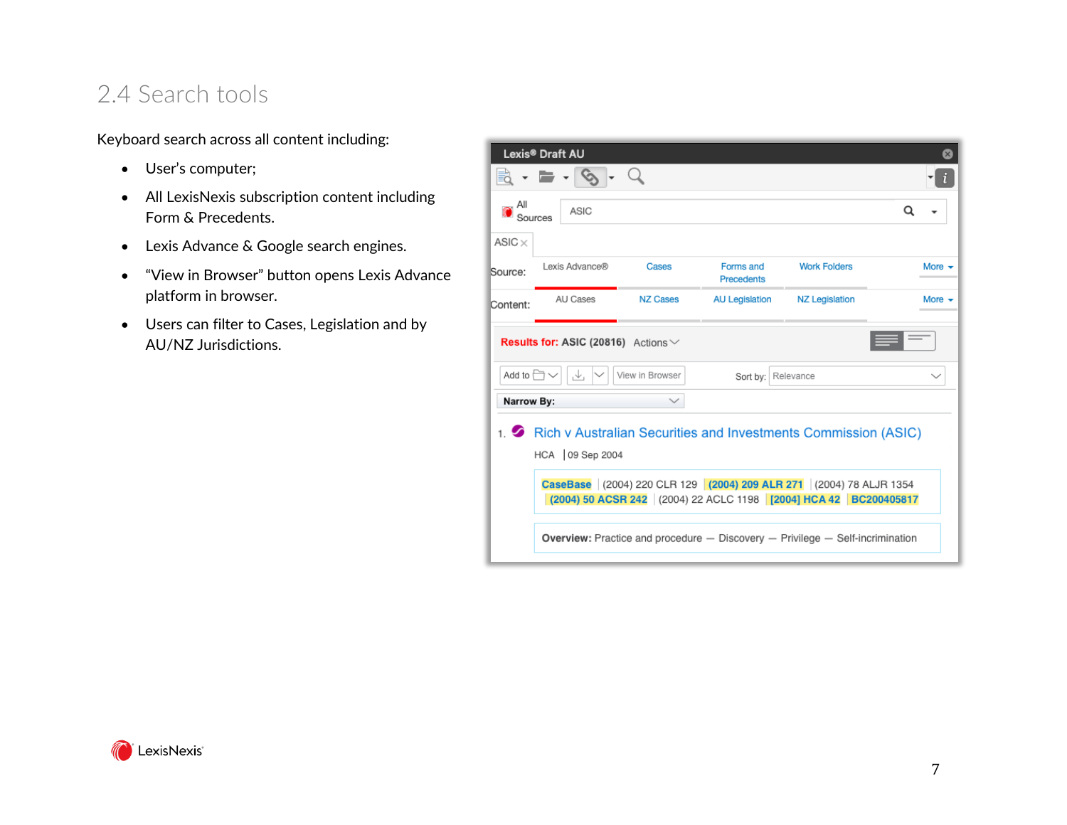## 2.4 Search tools

Keyboard search across all content including:

- User's computer;
- All LexisNexis subscription content including Form & Precedents.
- Lexis Advance & Google search engines.
- "View in Browser" button opens Lexis Advance platform in browser.
- Users can filter to Cases, Legislation and by AU/NZ Jurisdictions.